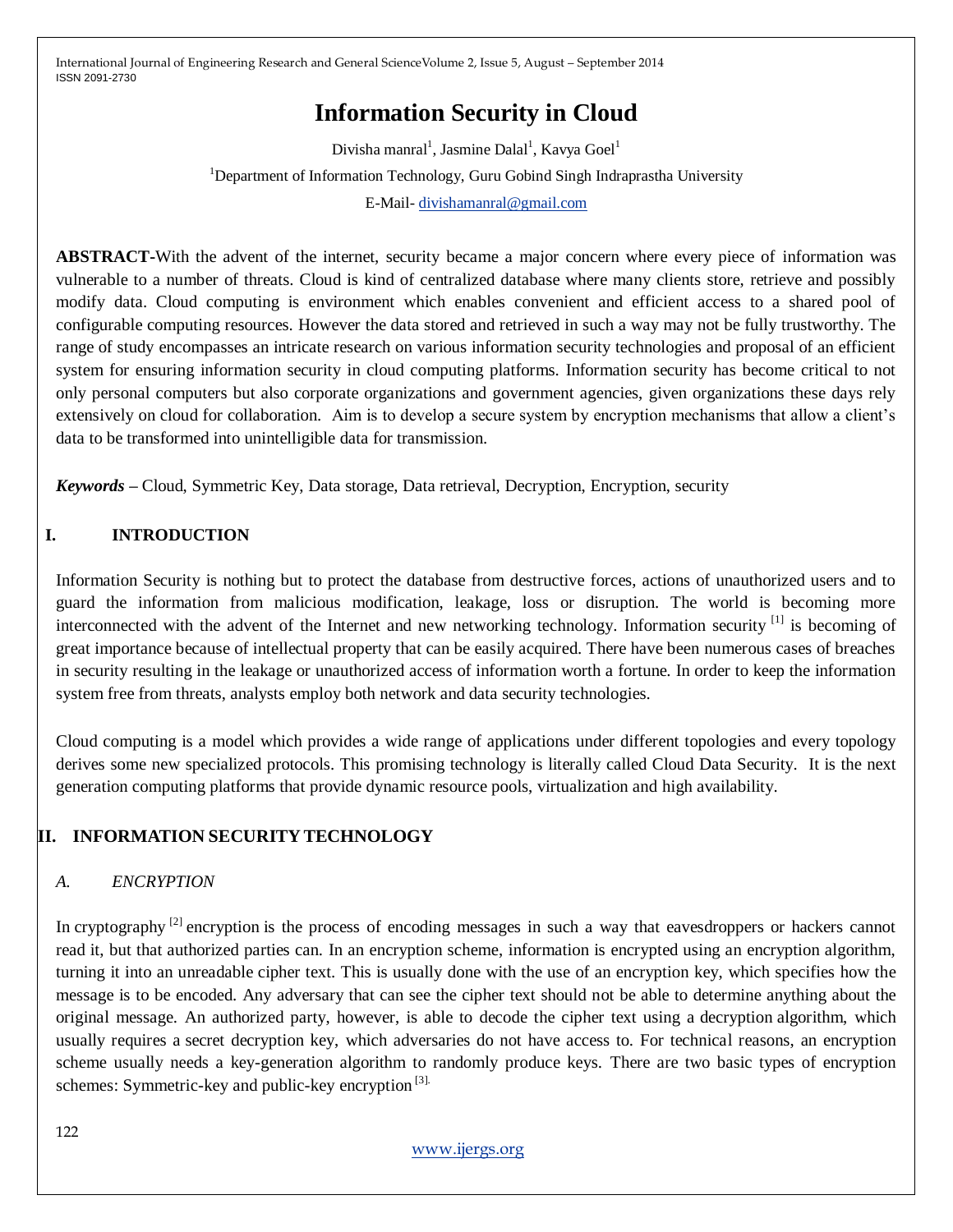# Information Security in Cloud

Divisha manral[1], Jasmine Dalal[1], Kavya Goel[1]

[1]Department of Information Technology, Guru Gobind Singh Indraprastha University

E-Mail- divishamanral@gmail.com

**ABSTRACT-**With the advent of the internet, security became a major concern where every piece of information was vulnerable to a number of threats. Cloud is kind of centralized database where many clients store, retrieve and possibly modify data. Cloud computing is environment which enables convenient and efficient access to a shared pool of configurable computing resources. However the data stored and retrieved in such a way may not be fully trustworthy. The range of study encompasses an intricate research on various information security technologies and proposal of an efficient system for ensuring information security in cloud computing platforms. Information security has become critical to not only personal computers but also corporate organizations and government agencies, given organizations these days rely extensively on cloud for collaboration. Aim is to develop a secure system by encryption mechanisms that allow a client's data to be transformed into unintelligible data for transmission.

***Keywords* –** Cloud, Symmetric Key, Data storage, Data retrieval, Decryption, Encryption, security

## I. INTRODUCTION

Information Security is nothing but to protect the database from destructive forces, actions of unauthorized users and to guard the information from malicious modification, leakage, loss or disruption. The world is becoming more interconnected with the advent of the Internet and new networking technology. Information security [1] is becoming of great importance because of intellectual property that can be easily acquired. There have been numerous cases of breaches in security resulting in the leakage or unauthorized access of information worth a fortune. In order to keep the information system free from threats, analysts employ both network and data security technologies.

Cloud computing is a model which provides a wide range of applications under different topologies and every topology derives some new specialized protocols. This promising technology is literally called Cloud Data Security. It is the next generation computing platforms that provide dynamic resource pools, virtualization and high availability.

## II. INFORMATION SECURITY TECHNOLOGY

### *A. ENCRYPTION*

In cryptography [2] encryption is the process of encoding messages in such a way that eavesdroppers or hackers cannot read it, but that authorized parties can. In an encryption scheme, information is encrypted using an encryption algorithm, turning it into an unreadable cipher text. This is usually done with the use of an encryption key, which specifies how the message is to be encoded. Any adversary that can see the cipher text should not be able to determine anything about the original message. An authorized party, however, is able to decode the cipher text using a decryption algorithm, which usually requires a secret decryption key, which adversaries do not have access to. For technical reasons, an encryption scheme usually needs a key-generation algorithm to randomly produce keys. There are two basic types of encryption schemes: Symmetric-key and public-key encryption [3].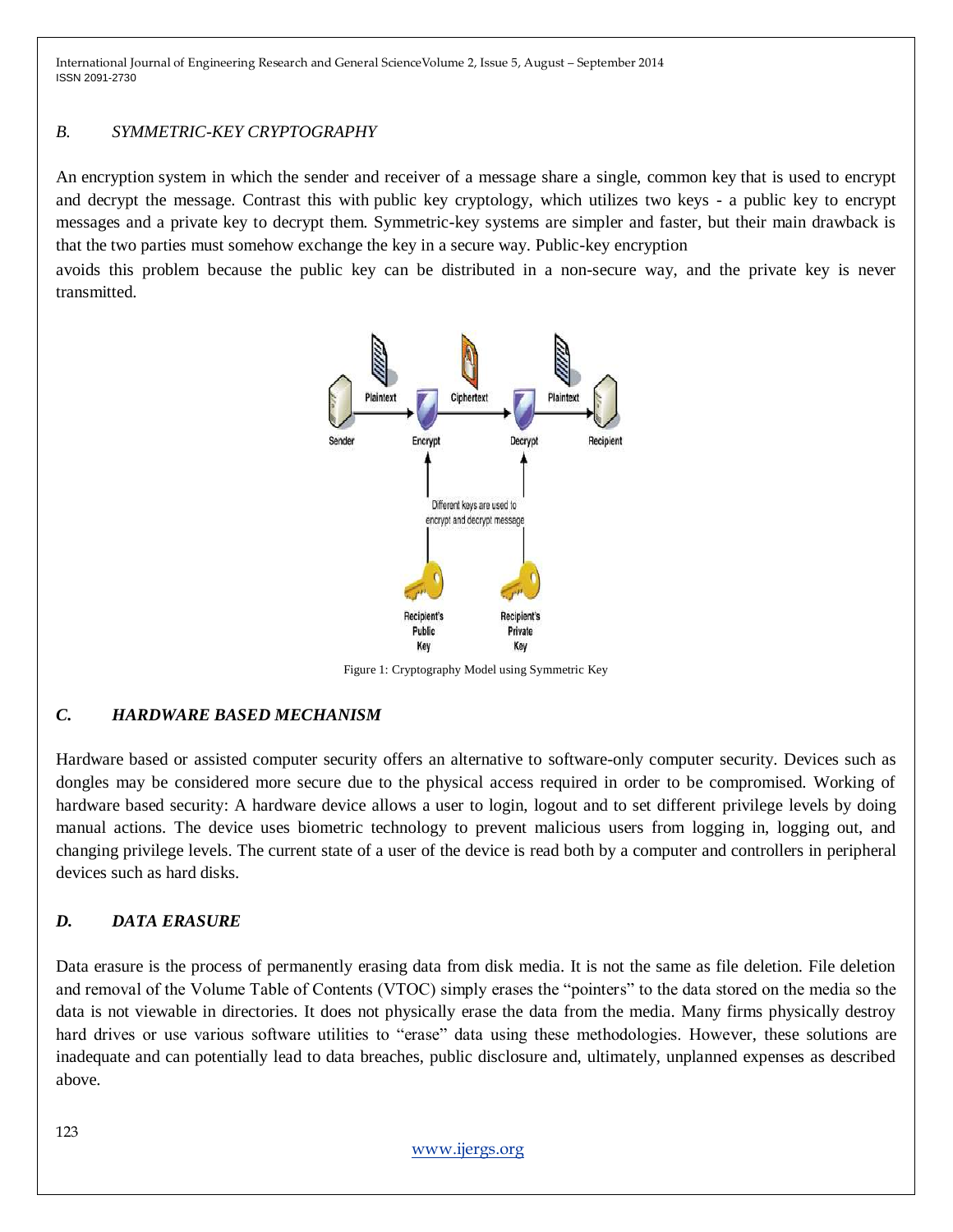## B. SYMMETRIC-KEY CRYPTOGRAPHY

An encryption system in which the sender and receiver of a message share a single, common key that is used to encrypt and decrypt the message. Contrast this with public key cryptology, which utilizes two keys - a public key to encrypt messages and a private key to decrypt them. Symmetric-key systems are simpler and faster, but their main drawback is that the two parties must somehow exchange the key in a secure way. Public-key encryption avoids this problem because the public key can be distributed in a non-secure way, and the private key is never transmitted.

Figure 1: Cryptography Model using Symmetric Key

## C. HARDWARE BASED MECHANISM

Hardware based or assisted computer security offers an alternative to software-only computer security. Devices such as dongles may be considered more secure due to the physical access required in order to be compromised. Working of hardware based security: A hardware device allows a user to login, logout and to set different privilege levels by doing manual actions. The device uses biometric technology to prevent malicious users from logging in, logging out, and changing privilege levels. The current state of a user of the device is read both by a computer and controllers in peripheral devices such as hard disks.

## D. DATA ERASURE

Data erasure is the process of permanently erasing data from disk media. It is not the same as file deletion. File deletion and removal of the Volume Table of Contents (VTOC) simply erases the "pointers" to the data stored on the media so the data is not viewable in directories. It does not physically erase the data from the media. Many firms physically destroy hard drives or use various software utilities to "erase" data using these methodologies. However, these solutions are inadequate and can potentially lead to data breaches, public disclosure and, ultimately, unplanned expenses as described above.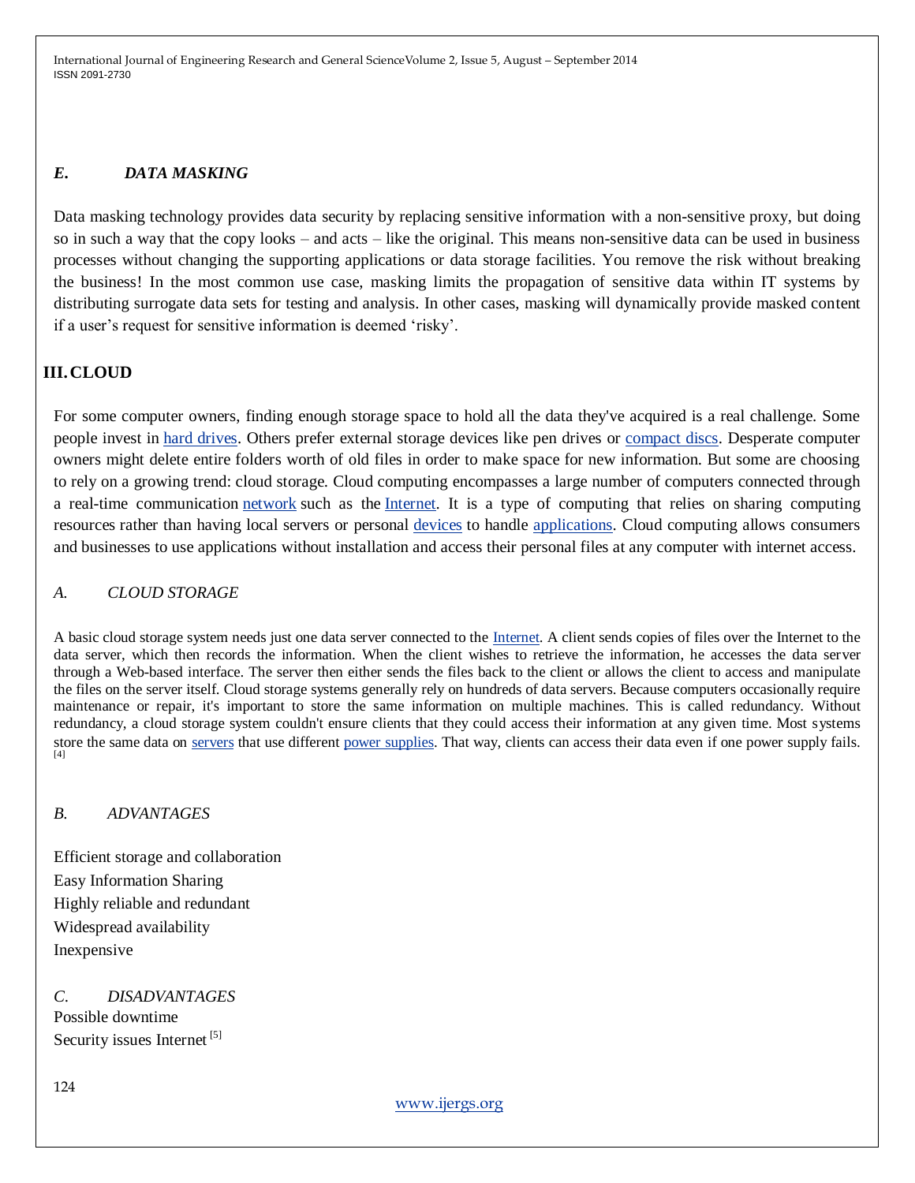### *E. DATA MASKING*

Data masking technology provides data security by replacing sensitive information with a non-sensitive proxy, but doing so in such a way that the copy looks – and acts – like the original. This means non-sensitive data can be used in business processes without changing the supporting applications or data storage facilities. You remove the risk without breaking the business! In the most common use case, masking limits the propagation of sensitive data within IT systems by distributing surrogate data sets for testing and analysis. In other cases, masking will dynamically provide masked content if a user's request for sensitive information is deemed 'risky'.

## III. CLOUD

For some computer owners, finding enough storage space to hold all the data they've acquired is a real challenge. Some people invest in hard drives. Others prefer external storage devices like pen drives or compact discs. Desperate computer owners might delete entire folders worth of old files in order to make space for new information. But some are choosing to rely on a growing trend: cloud storage. Cloud computing encompasses a large number of computers connected through a real-time communication network such as the Internet. It is a type of computing that relies on sharing computing resources rather than having local servers or personal devices to handle applications. Cloud computing allows consumers and businesses to use applications without installation and access their personal files at any computer with internet access.

### *A. CLOUD STORAGE*

A basic cloud storage system needs just one data server connected to the Internet. A client sends copies of files over the Internet to the data server, which then records the information. When the client wishes to retrieve the information, he accesses the data server through a Web-based interface. The server then either sends the files back to the client or allows the client to access and manipulate the files on the server itself. Cloud storage systems generally rely on hundreds of data servers. Because computers occasionally require maintenance or repair, it's important to store the same information on multiple machines. This is called redundancy. Without redundancy, a cloud storage system couldn't ensure clients that they could access their information at any given time. Most systems store the same data on servers that use different power supplies. That way, clients can access their data even if one power supply fails. [4]

### *B. ADVANTAGES*

Efficient storage and collaboration
Easy Information Sharing
Highly reliable and redundant
Widespread availability
Inexpensive

### *C. DISADVANTAGES*

Possible downtime
Security issues Internet [5]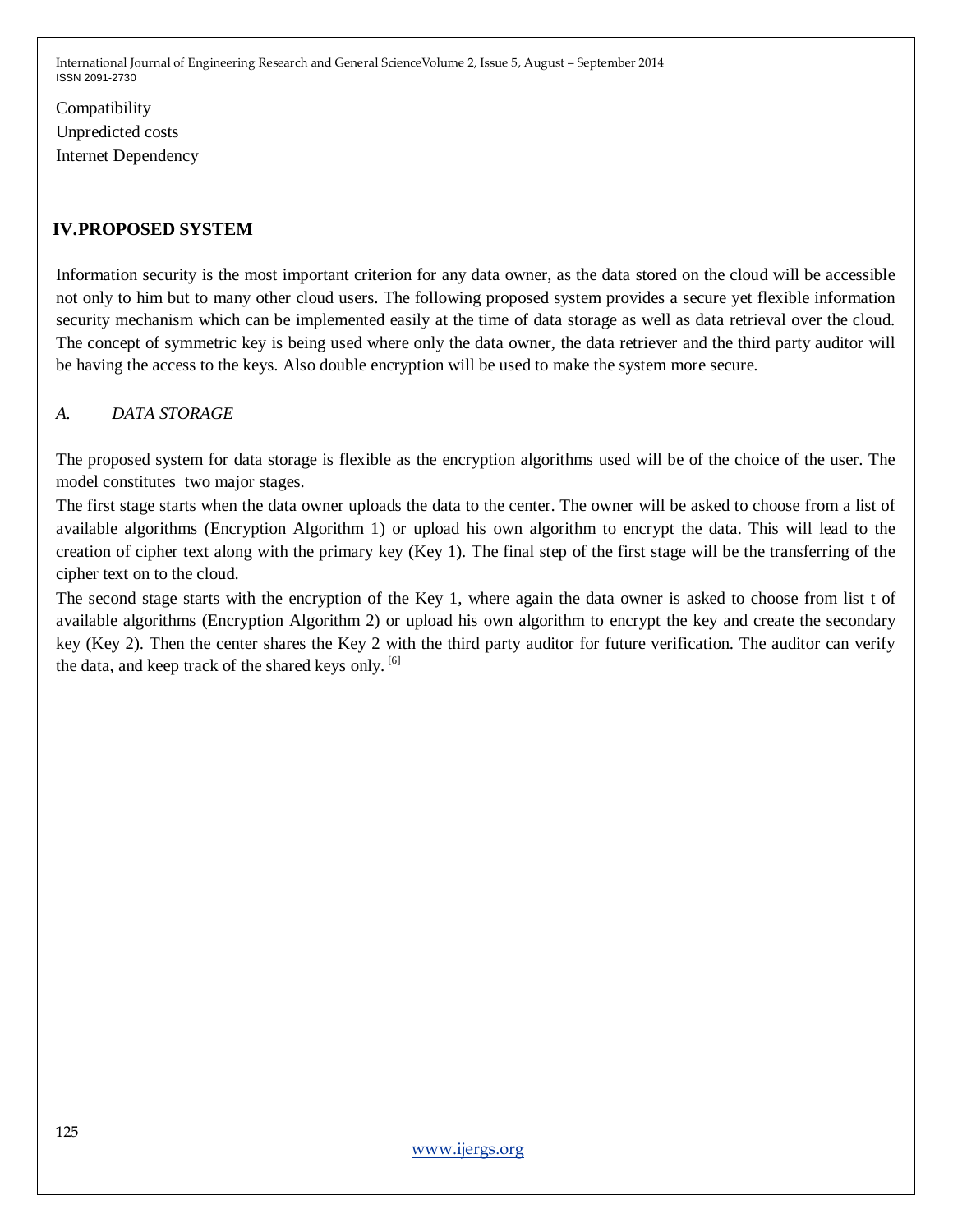Compatibility
Unpredicted costs
Internet Dependency

## IV.PROPOSED SYSTEM

Information security is the most important criterion for any data owner, as the data stored on the cloud will be accessible not only to him but to many other cloud users. The following proposed system provides a secure yet flexible information security mechanism which can be implemented easily at the time of data storage as well as data retrieval over the cloud. The concept of symmetric key is being used where only the data owner, the data retriever and the third party auditor will be having the access to the keys. Also double encryption will be used to make the system more secure.

### *A. DATA STORAGE*

The proposed system for data storage is flexible as the encryption algorithms used will be of the choice of the user. The model constitutes two major stages.

The first stage starts when the data owner uploads the data to the center. The owner will be asked to choose from a list of available algorithms (Encryption Algorithm 1) or upload his own algorithm to encrypt the data. This will lead to the creation of cipher text along with the primary key (Key 1). The final step of the first stage will be the transferring of the cipher text on to the cloud.

The second stage starts with the encryption of the Key 1, where again the data owner is asked to choose from list t of available algorithms (Encryption Algorithm 2) or upload his own algorithm to encrypt the key and create the secondary key (Key 2). Then the center shares the Key 2 with the third party auditor for future verification. The auditor can verify the data, and keep track of the shared keys only. [6]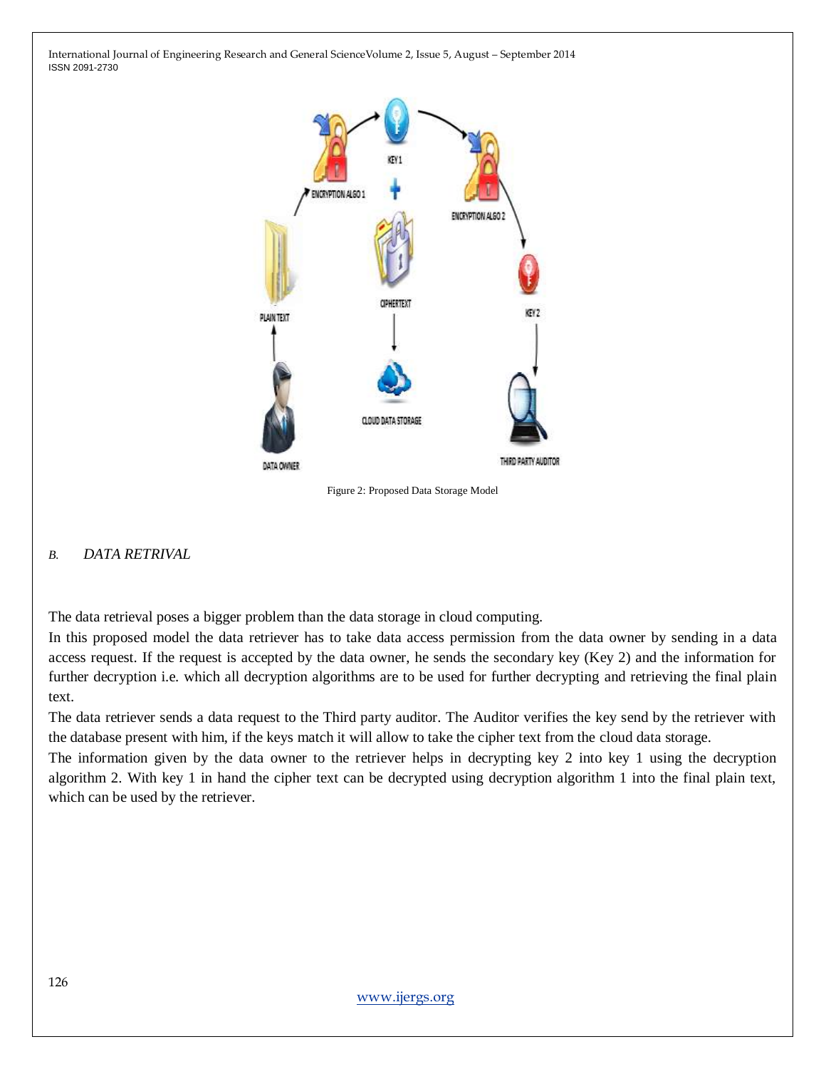Figure 2: Proposed Data Storage Model

### *B. DATA RETRIVAL*

The data retrieval poses a bigger problem than the data storage in cloud computing.

In this proposed model the data retriever has to take data access permission from the data owner by sending in a data access request. If the request is accepted by the data owner, he sends the secondary key (Key 2) and the information for further decryption i.e. which all decryption algorithms are to be used for further decrypting and retrieving the final plain text.

The data retriever sends a data request to the Third party auditor. The Auditor verifies the key send by the retriever with the database present with him, if the keys match it will allow to take the cipher text from the cloud data storage.

The information given by the data owner to the retriever helps in decrypting key 2 into key 1 using the decryption algorithm 2. With key 1 in hand the cipher text can be decrypted using decryption algorithm 1 into the final plain text, which can be used by the retriever.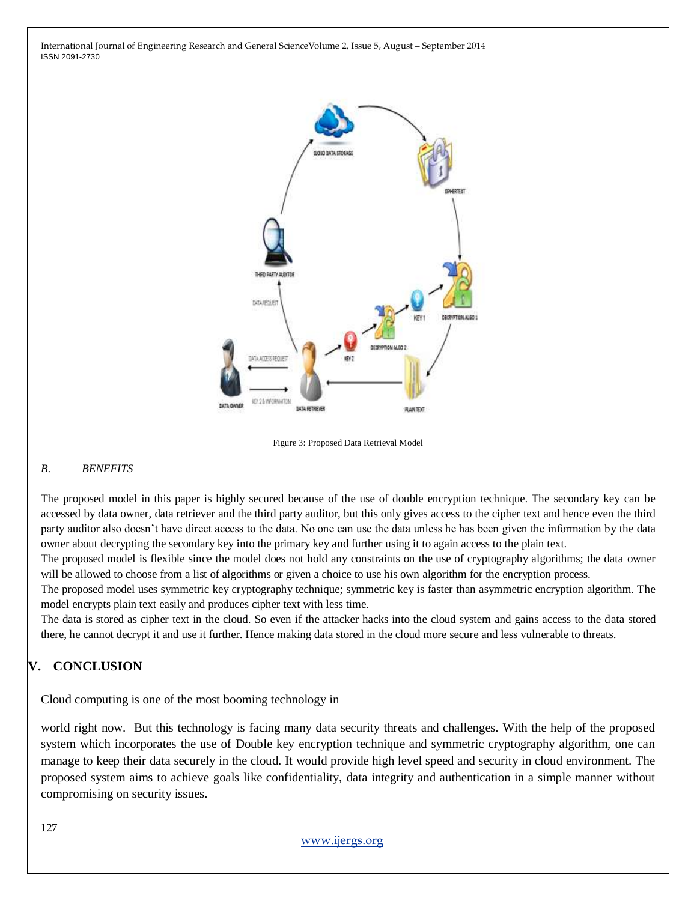Figure 3: Proposed Data Retrieval Model

### *B. BENEFITS*

The proposed model in this paper is highly secured because of the use of double encryption technique. The secondary key can be accessed by data owner, data retriever and the third party auditor, but this only gives access to the cipher text and hence even the third party auditor also doesn't have direct access to the data. No one can use the data unless he has been given the information by the data owner about decrypting the secondary key into the primary key and further using it to again access to the plain text.

The proposed model is flexible since the model does not hold any constraints on the use of cryptography algorithms; the data owner will be allowed to choose from a list of algorithms or given a choice to use his own algorithm for the encryption process.

The proposed model uses symmetric key cryptography technique; symmetric key is faster than asymmetric encryption algorithm. The model encrypts plain text easily and produces cipher text with less time.

The data is stored as cipher text in the cloud. So even if the attacker hacks into the cloud system and gains access to the data stored there, he cannot decrypt it and use it further. Hence making data stored in the cloud more secure and less vulnerable to threats.

## V. CONCLUSION

Cloud computing is one of the most booming technology in

world right now. But this technology is facing many data security threats and challenges. With the help of the proposed system which incorporates the use of Double key encryption technique and symmetric cryptography algorithm, one can manage to keep their data securely in the cloud. It would provide high level speed and security in cloud environment. The proposed system aims to achieve goals like confidentiality, data integrity and authentication in a simple manner without compromising on security issues.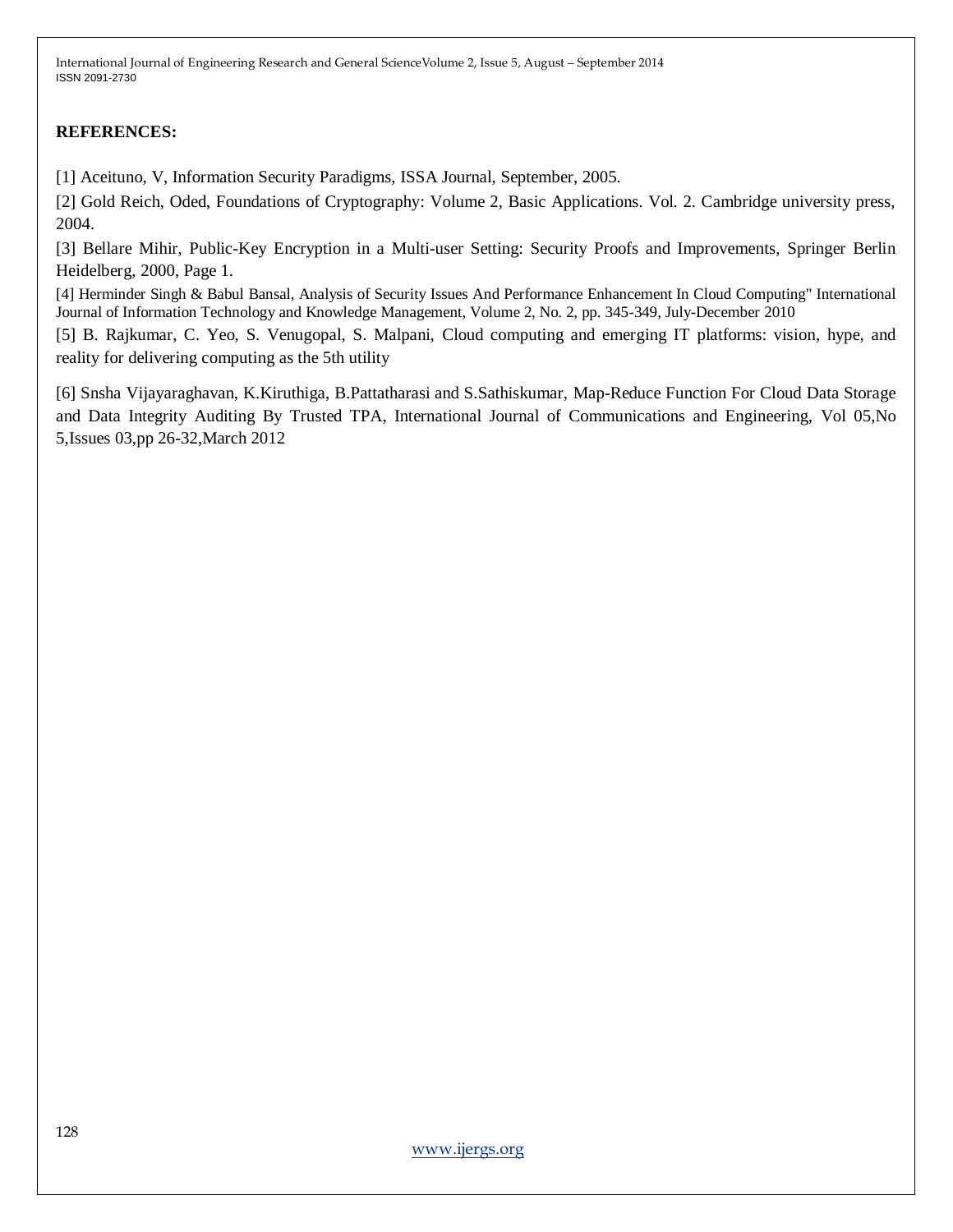**REFERENCES:**

[1] Aceituno, V, Information Security Paradigms, ISSA Journal, September, 2005.

[2] Gold Reich, Oded, Foundations of Cryptography: Volume 2, Basic Applications. Vol. 2. Cambridge university press, 2004.

[3] Bellare Mihir, Public-Key Encryption in a Multi-user Setting: Security Proofs and Improvements, Springer Berlin Heidelberg, 2000, Page 1.

[4] Herminder Singh & Babul Bansal, Analysis of Security Issues And Performance Enhancement In Cloud Computing" International Journal of Information Technology and Knowledge Management, Volume 2, No. 2, pp. 345-349, July-December 2010

[5] B. Rajkumar, C. Yeo, S. Venugopal, S. Malpani, Cloud computing and emerging IT platforms: vision, hype, and reality for delivering computing as the 5th utility

[6] Snsha Vijayaraghavan, K.Kiruthiga, B.Pattatharasi and S.Sathiskumar, Map-Reduce Function For Cloud Data Storage and Data Integrity Auditing By Trusted TPA, International Journal of Communications and Engineering, Vol 05,No 5,Issues 03,pp 26-32,March 2012